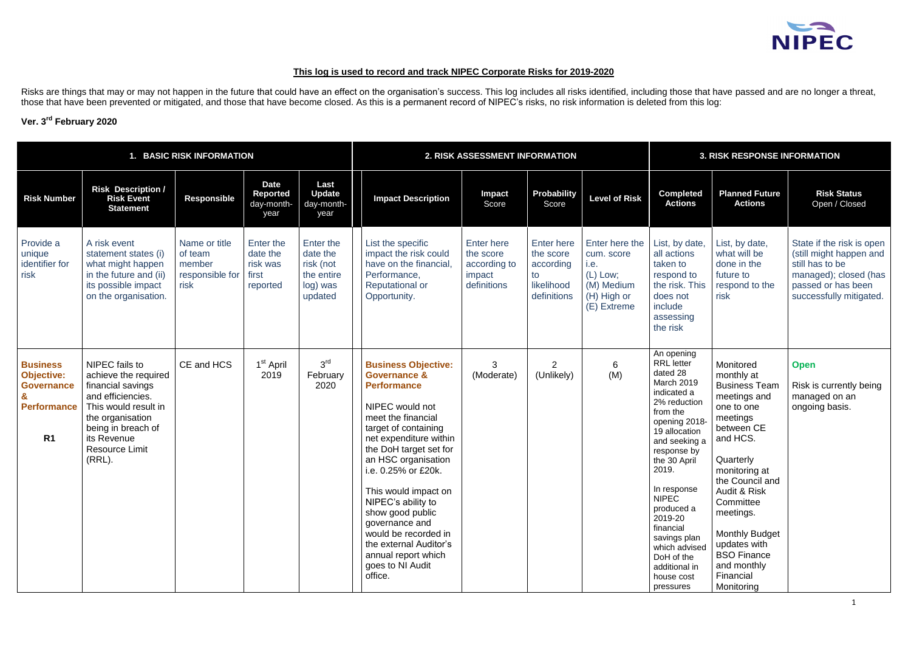**This log is used to record and track NIPEC Corporate Risks for 2019-2020**

Risks are things that may or may not happen in the future that could have an effect on the organisation's success. This log includes all risks identified, including those that have passed and are no longer a threat, those that have been prevented or mitigated, and those that have become closed. As this is a permanent record of NIPEC's risks, no risk information is deleted from this log:

**Ver. 3rd February 2020**

| 1. BASIC RISK INFORMATION | | | | | 2. RISK ASSESSMENT INFORMATION | | | | 3. RISK RESPONSE INFORMATION | | |
|---|---|---|---|---|---|---|---|---|---|---|---|
| **Risk Number** | **Risk Description / Risk Event Statement** | **Responsible** | **Date Reported** day-month-year | **Last Update** day-month-year | **Impact Description** | **Impact** Score | **Probability** Score | **Level of Risk** | **Completed Actions** | **Planned Future Actions** | **Risk Status** Open / Closed |
| Provide a unique identifier for risk | A risk event statement states (i) what might happen in the future and (ii) its possible impact on the organisation. | Name or title of team member responsible for risk | Enter the date the risk was first reported | Enter the date the risk (not the entire log) was updated | List the specific impact the risk could have on the financial, Performance, Reputational or Opportunity. | Enter here the score according to impact definitions | Enter here the score according to likelihood definitions | Enter here the cum. score i.e. (L) Low; (M) Medium (H) High or (E) Extreme | List, by date, all actions taken to respond to the risk. This does not include assessing the risk | List, by date, what will be done in the future to respond to the risk | State if the risk is open (still might happen and still has to be managed); closed (has passed or has been successfully mitigated. |
| **Business Objective: Governance & Performance** **R1** | NIPEC fails to achieve the required financial savings and efficiencies. This would result in the organisation being in breach of its Revenue Resource Limit (RRL). | CE and HCS | 1st April 2019 | 3rd February 2020 | **Business Objective: Governance & Performance** NIPEC would not meet the financial target of containing net expenditure within the DoH target set for an HSC organisation i.e. 0.25% or £20k. This would impact on NIPEC's ability to show good public governance and would be recorded in the external Auditor's annual report which goes to NI Audit office. | 3 (Moderate) | 2 (Unlikely) | 6 (M) | An opening RRL letter dated 28 March 2019 indicated a 2% reduction from the opening 2018-19 allocation and seeking a response by the 30 April 2019. In response NIPEC produced a 2019-20 financial savings plan which advised DoH of the additional in house cost pressures | Monitored monthly at Business Team meetings and one to one meetings between CE and HCS. Quarterly monitoring at the Council and Audit & Risk Committee meetings. Monthly Budget updates with BSO Finance and monthly Financial Monitoring | **Open** Risk is currently being managed on an ongoing basis. |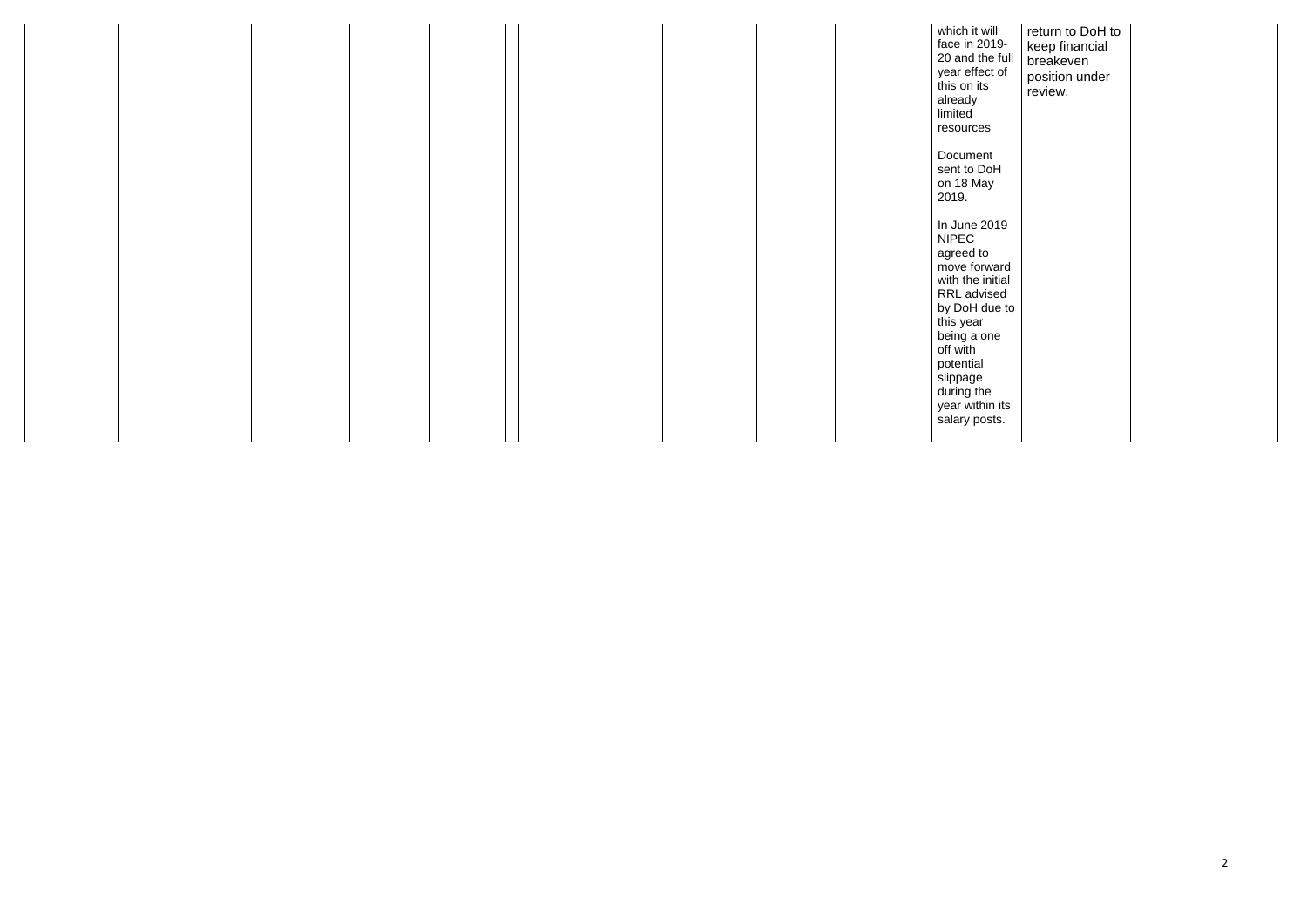| | | | | | | | | | | | | |
|---|---|---|---|---|---|---|---|---|---|---|---|---|
| | | | | | | | | | | which it will face in 2019-20 and the full year effect of this on its already limited resources<br><br>Document sent to DoH on 18 May 2019.<br><br>In June 2019 NIPEC agreed to move forward with the initial RRL advised by DoH due to this year being a one off with potential slippage during the year within its salary posts. | return to DoH to keep financial breakeven position under review. | |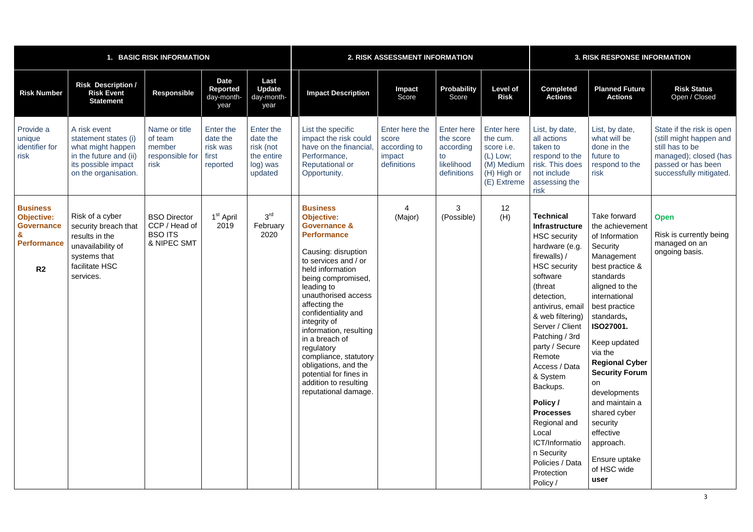| 1. BASIC RISK INFORMATION | | | | | 2. RISK ASSESSMENT INFORMATION | | | | 3. RISK RESPONSE INFORMATION | | |
|---|---|---|---|---|---|---|---|---|---|---|---|
| **Risk Number** | **Risk Description / Risk Event Statement** | **Responsible** | **Date Reported** day-month-year | **Last Update** day-month-year | **Impact Description** | **Impact** Score | **Probability** Score | **Level of Risk** | **Completed Actions** | **Planned Future Actions** | **Risk Status** Open / Closed |
| Provide a unique identifier for risk | A risk event statement states (i) what might happen in the future and (ii) its possible impact on the organisation. | Name or title of team member responsible for risk | Enter the date the risk was first reported | Enter the date the risk (not the entire log) was updated | List the specific impact the risk could have on the financial, Performance, Reputational or Opportunity. | Enter here the score according to impact definitions | Enter here the score according to likelihood definitions | Enter here the cum. score i.e. (L) Low; (M) Medium (H) High or (E) Extreme | List, by date, all actions taken to respond to the risk. This does not include assessing the risk | List, by date, what will be done in the future to respond to the risk | State if the risk is open (still might happen and still has to be managed); closed (has passed or has been successfully mitigated. |
| **Business Objective: Governance & Performance**<br><br>**R2** | Risk of a cyber security breach that results in the unavailability of systems that facilitate HSC services. | BSO Director CCP / Head of BSO ITS & NIPEC SMT | 1st April 2019 | 3rd February 2020 | **Business Objective: Governance & Performance**<br><br>Causing: disruption to services and / or held information being compromised, leading to unauthorised access affecting the confidentiality and integrity of information, resulting in a breach of regulatory compliance, statutory obligations, and the potential for fines in addition to resulting reputational damage. | 4 (Major) | 3 (Possible) | 12 (H) | **Technical Infrastructure** HSC security hardware (e.g. firewalls) / HSC security software (threat detection, antivirus, email & web filtering) Server / Client Patching / 3rd party / Secure Remote Access / Data & System Backups.<br><br>**Policy / Processes** Regional and Local ICT/Information Security Policies / Data Protection Policy / | Take forward the achievement of Information Security Management best practice & standards aligned to the international best practice standards**, ISO27001.**<br><br>Keep updated via the **Regional Cyber Security Forum** on developments and maintain a shared cyber security effective approach.<br><br>Ensure uptake of HSC wide **user** | **Open**<br><br>Risk is currently being managed on an ongoing basis. |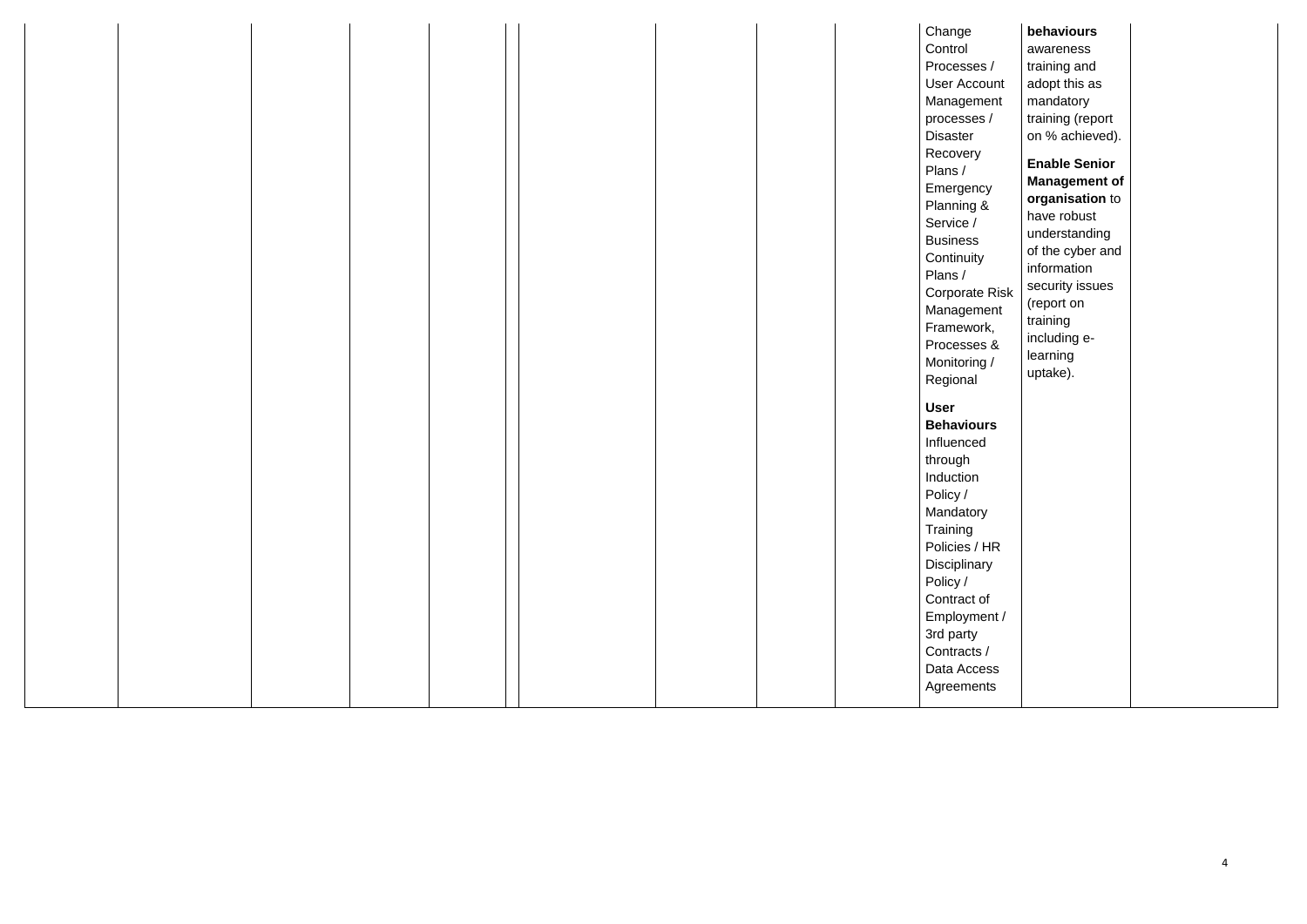| | | | | | | | | | | | |
|---|---|---|---|---|---|---|---|---|---|---|---|
| | | | | | | | | | Change Control Processes / User Account Management processes / Disaster Recovery Plans / Emergency Planning & Service / Business Continuity Plans / Corporate Risk Management Framework, Processes & Monitoring / Regional<br><br>**User Behaviours** Influenced through Induction Policy / Mandatory Training Policies / HR Disciplinary Policy / Contract of Employment / 3rd party Contracts / Data Access Agreements | **behaviours** awareness training and adopt this as mandatory training (report on % achieved).<br><br>**Enable Senior Management of organisation** to have robust understanding of the cyber and information security issues (report on training including e-learning uptake). | |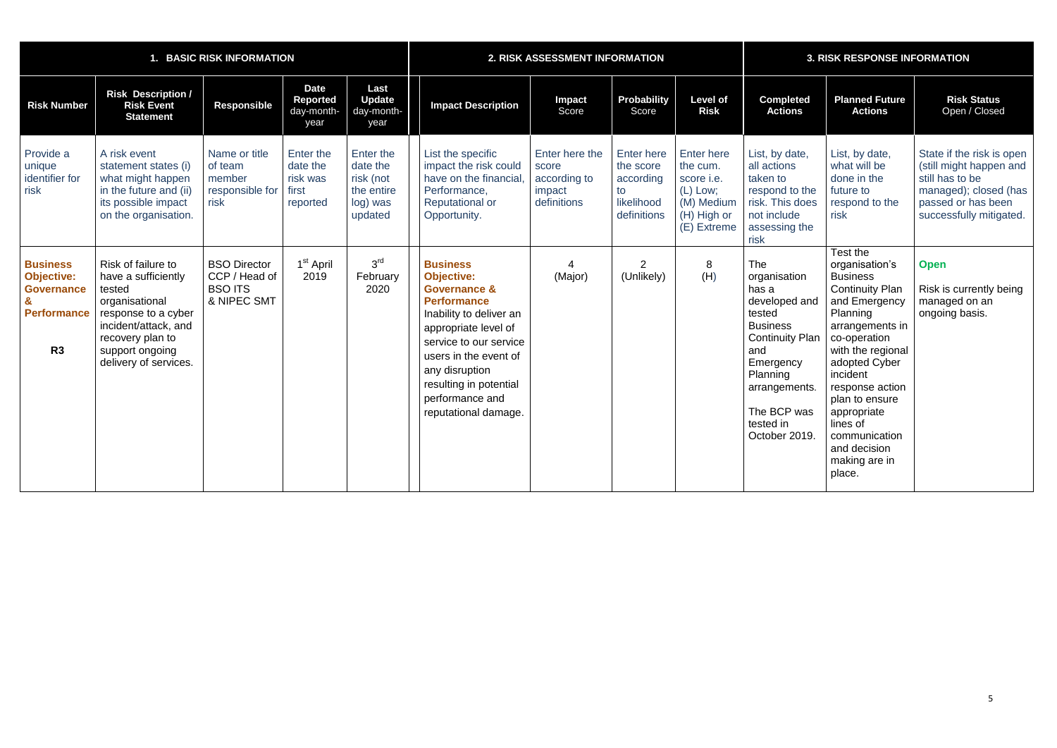| 1. BASIC RISK INFORMATION | | | | | 2. RISK ASSESSMENT INFORMATION | | | | 3. RISK RESPONSE INFORMATION | | |
|---|---|---|---|---|---|---|---|---|---|---|---|
| **Risk Number** | **Risk Description / Risk Event Statement** | **Responsible** | **Date Reported** day-month-year | **Last Update** day-month-year | **Impact Description** | **Impact** Score | **Probability** Score | **Level of Risk** | **Completed Actions** | **Planned Future Actions** | **Risk Status** Open / Closed |
| Provide a unique identifier for risk | A risk event statement states (i) what might happen in the future and (ii) its possible impact on the organisation. | Name or title of team member responsible for risk | Enter the date the risk was first reported | Enter the date the risk (not the entire log) was updated | List the specific impact the risk could have on the financial, Performance, Reputational or Opportunity. | Enter here the score according to impact definitions | Enter here the score according to likelihood definitions | Enter here the cum. score i.e. (L) Low; (M) Medium (H) High or (E) Extreme | List, by date, all actions taken to respond to the risk. This does not include assessing the risk | List, by date, what will be done in the future to respond to the risk | State if the risk is open (still might happen and still has to be managed); closed (has passed or has been successfully mitigated. |
| **Business Objective: Governance & Performance**<br><br>**R3** | Risk of failure to have a sufficiently tested organisational response to a cyber incident/attack, and recovery plan to support ongoing delivery of services. | BSO Director CCP / Head of BSO ITS & NIPEC SMT | 1st April 2019 | 3rd February 2020 | **Business Objective: Governance & Performance**<br>Inability to deliver an appropriate level of service to our service users in the event of any disruption resulting in potential performance and reputational damage. | 4 (Major) | 2 (Unlikely) | 8 (H) | The organisation has a developed and tested Business Continuity Plan and Emergency Planning arrangements.<br><br>The BCP was tested in October 2019. | Test the organisation's Business Continuity Plan and Emergency Planning arrangements in co-operation with the regional adopted Cyber incident response action plan to ensure appropriate lines of communication and decision making are in place. | **Open**<br><br>Risk is currently being managed on an ongoing basis. |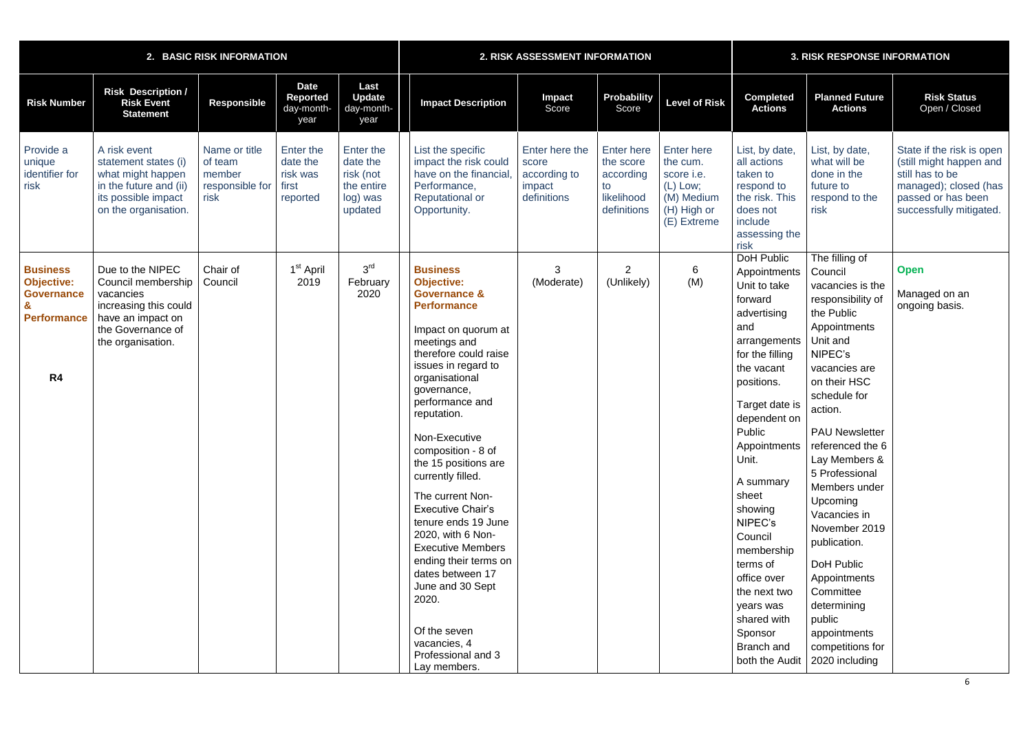| 2. BASIC RISK INFORMATION | | | | | 2. RISK ASSESSMENT INFORMATION | | | | 3. RISK RESPONSE INFORMATION | | |
|---|---|---|---|---|---|---|---|---|---|---|---|
| **Risk Number** | **Risk Description / Risk Event Statement** | **Responsible** | **Date Reported** day-month-year | **Last Update** day-month-year | **Impact Description** | **Impact** Score | **Probability** Score | **Level of Risk** | **Completed Actions** | **Planned Future Actions** | **Risk Status** Open / Closed |
| Provide a unique identifier for risk | A risk event statement states (i) what might happen in the future and (ii) its possible impact on the organisation. | Name or title of team member responsible for risk | Enter the date the risk was first reported | Enter the date the risk (not the entire log) was updated | List the specific impact the risk could have on the financial, Performance, Reputational or Opportunity. | Enter here the score according to impact definitions | Enter here the score according to likelihood definitions | Enter here the cum. score i.e. (L) Low; (M) Medium (H) High or (E) Extreme | List, by date, all actions taken to respond to the risk. This does not include assessing the risk | List, by date, what will be done in the future to respond to the risk | State if the risk is open (still might happen and still has to be managed); closed (has passed or has been successfully mitigated. |
| **Business Objective: Governance & Performance**<br><br>**R4** | Due to the NIPEC Council membership vacancies increasing this could have an impact on the Governance of the organisation. | Chair of Council | 1st April 2019 | 3rd February 2020 | **Business Objective: Governance & Performance**<br><br>Impact on quorum at meetings and therefore could raise issues in regard to organisational governance, performance and reputation.<br><br>Non-Executive composition - 8 of the 15 positions are currently filled.<br><br>The current Non-Executive Chair's tenure ends 19 June 2020, with 6 Non-Executive Members ending their terms on dates between 17 June and 30 Sept 2020.<br><br>Of the seven vacancies, 4 Professional and 3 Lay members. | 3 (Moderate) | 2 (Unlikely) | 6 (M) | DoH Public Appointments Unit to take forward advertising and arrangements for the filling the vacant positions.<br><br>Target date is dependent on Public Appointments Unit.<br><br>A summary sheet showing NIPEC's Council membership terms of office over the next two years was shared with Sponsor Branch and both the Audit | The filling of Council vacancies is the responsibility of the Public Appointments Unit and NIPEC's vacancies are on their HSC schedule for action.<br><br>PAU Newsletter referenced the 6 Lay Members & 5 Professional Members under Upcoming Vacancies in November 2019 publication.<br><br>DoH Public Appointments Committee determining public appointments competitions for 2020 including | **Open**<br><br>Managed on an ongoing basis. |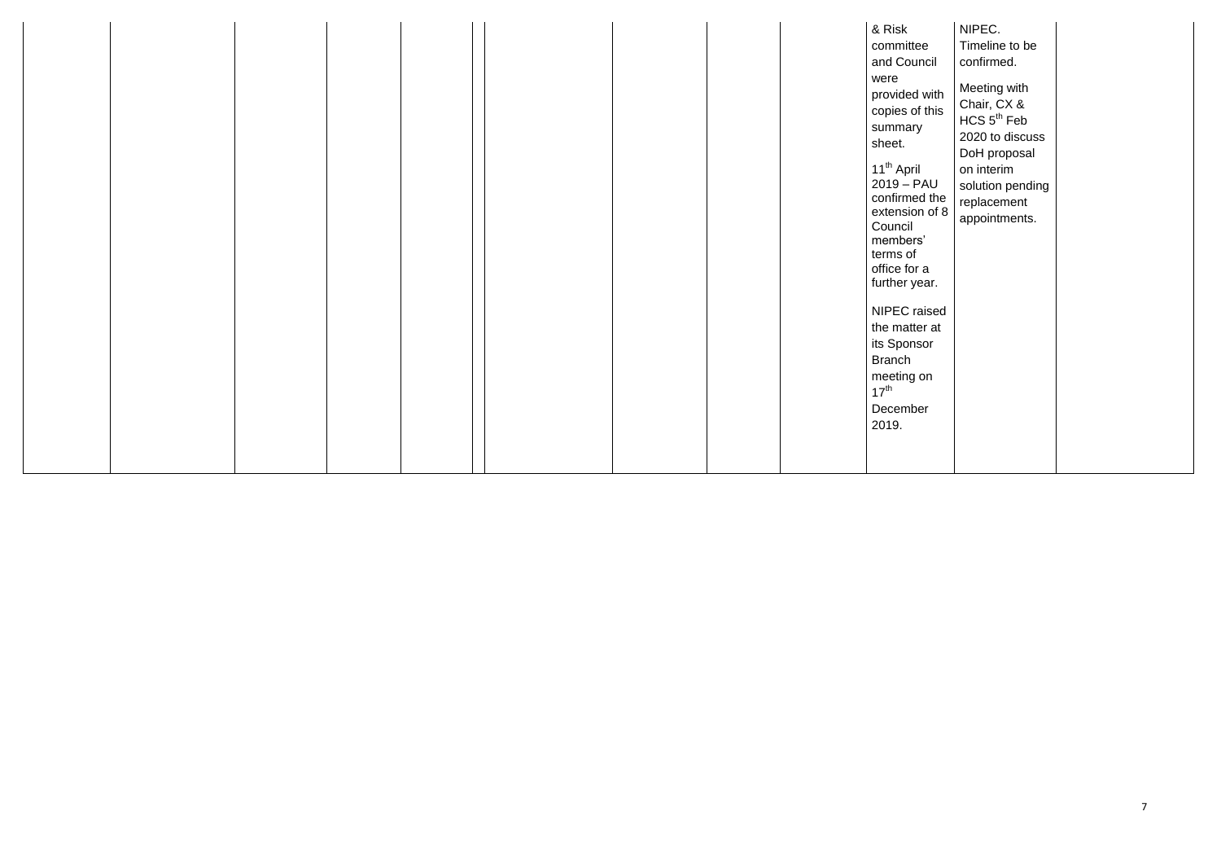| | | | | | | | | | | | | |
|---|---|---|---|---|---|---|---|---|---|---|---|---|
| | | | | | | | | | | & Risk committee and Council were provided with copies of this summary sheet.<br><br>11th April 2019 – PAU confirmed the extension of 8 Council members' terms of office for a further year.<br><br>NIPEC raised the matter at its Sponsor Branch meeting on 17th December 2019. | NIPEC. Timeline to be confirmed.<br><br>Meeting with Chair, CX & HCS 5th Feb 2020 to discuss DoH proposal on interim solution pending replacement appointments. | |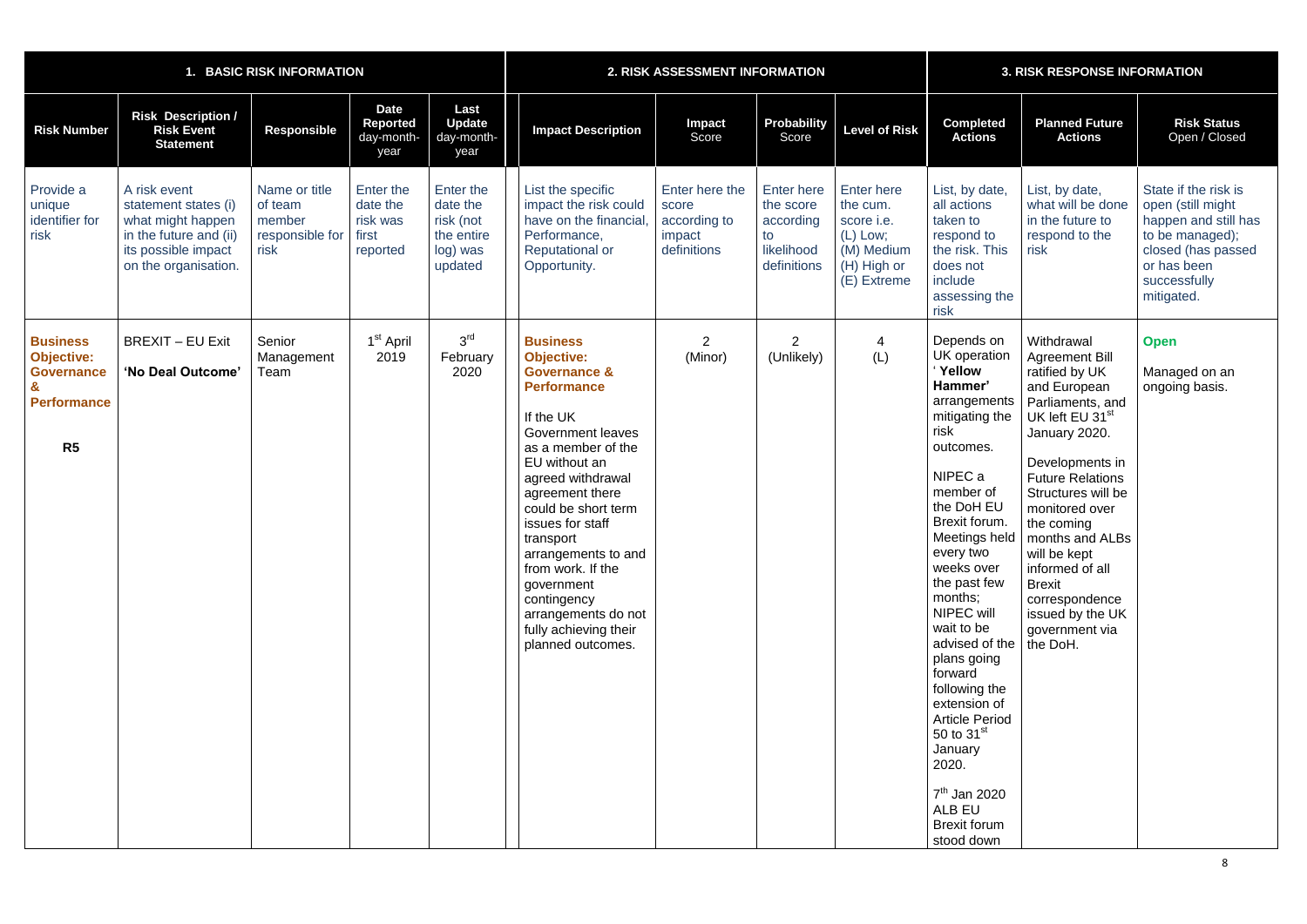| 1. BASIC RISK INFORMATION | | | | | 2. RISK ASSESSMENT INFORMATION | | | | 3. RISK RESPONSE INFORMATION | | |
|---|---|---|---|---|---|---|---|---|---|---|---|
| **Risk Number** | **Risk Description / Risk Event Statement** | **Responsible** | **Date Reported** day-month-year | **Last Update** day-month-year | **Impact Description** | **Impact** Score | **Probability** Score | **Level of Risk** | **Completed Actions** | **Planned Future Actions** | **Risk Status** Open / Closed |
| Provide a unique identifier for risk | A risk event statement states (i) what might happen in the future and (ii) its possible impact on the organisation. | Name or title of team member responsible for risk | Enter the date the risk was first reported | Enter the date the risk (not the entire log) was updated | List the specific impact the risk could have on the financial, Performance, Reputational or Opportunity. | Enter here the score according to impact definitions | Enter here the score according to likelihood definitions | Enter here the cum. score i.e. (L) Low; (M) Medium (H) High or (E) Extreme | List, by date, all actions taken to respond to the risk. This does not include assessing the risk | List, by date, what will be done in the future to respond to the risk | State if the risk is open (still might happen and still has to be managed); closed (has passed or has been successfully mitigated. |
| **Business Objective: Governance & Performance**<br><br>**R5** | BREXIT – EU Exit<br><br>**'No Deal Outcome'** | Senior Management Team | 1st April 2019 | 3rd February 2020 | **Business Objective: Governance & Performance**<br><br>If the UK Government leaves as a member of the EU without an agreed withdrawal agreement there could be short term issues for staff transport arrangements to and from work. If the government contingency arrangements do not fully achieving their planned outcomes. | 2<br>(Minor) | 2<br>(Unlikely) | 4<br>(L) | Depends on UK operation '**Yellow Hammer'** arrangements mitigating the risk outcomes.<br><br>NIPEC a member of the DoH EU Brexit forum. Meetings held every two weeks over the past few months; NIPEC will wait to be advised of the plans going forward following the extension of Article Period 50 to 31st January 2020.<br><br>7th Jan 2020 ALB EU Brexit forum stood down | Withdrawal Agreement Bill ratified by UK and European Parliaments, and UK left EU 31st January 2020.<br><br>Developments in Future Relations Structures will be monitored over the coming months and ALBs will be kept informed of all Brexit correspondence issued by the UK government via the DoH. | **Open**<br><br>Managed on an ongoing basis. |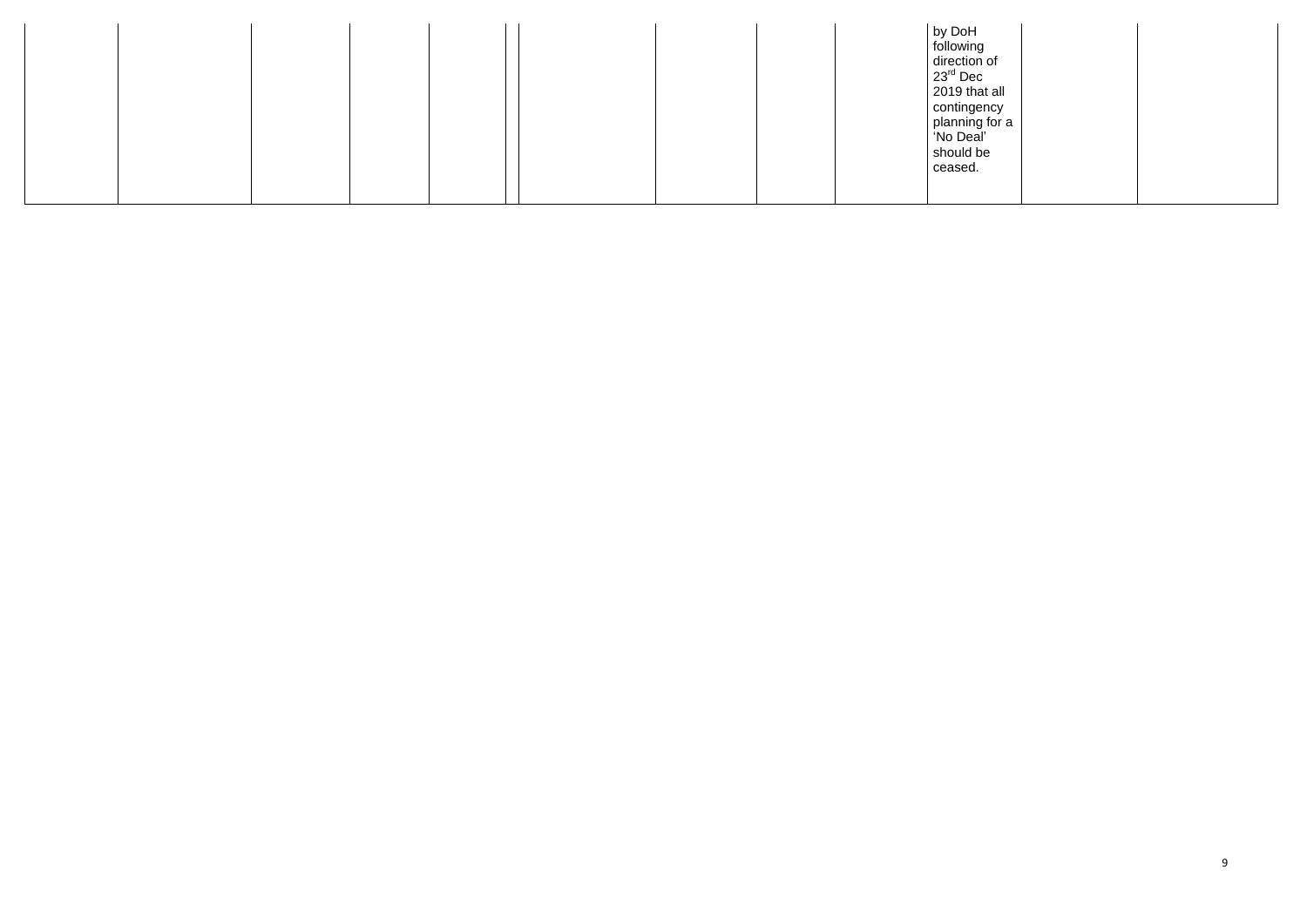| | | | | | | | | | | | | |
|---|---|---|---|---|---|---|---|---|---|---|---|---|
| | | | | | | | | | | by DoH following direction of 23rd Dec 2019 that all contingency planning for a 'No Deal' should be ceased. | | |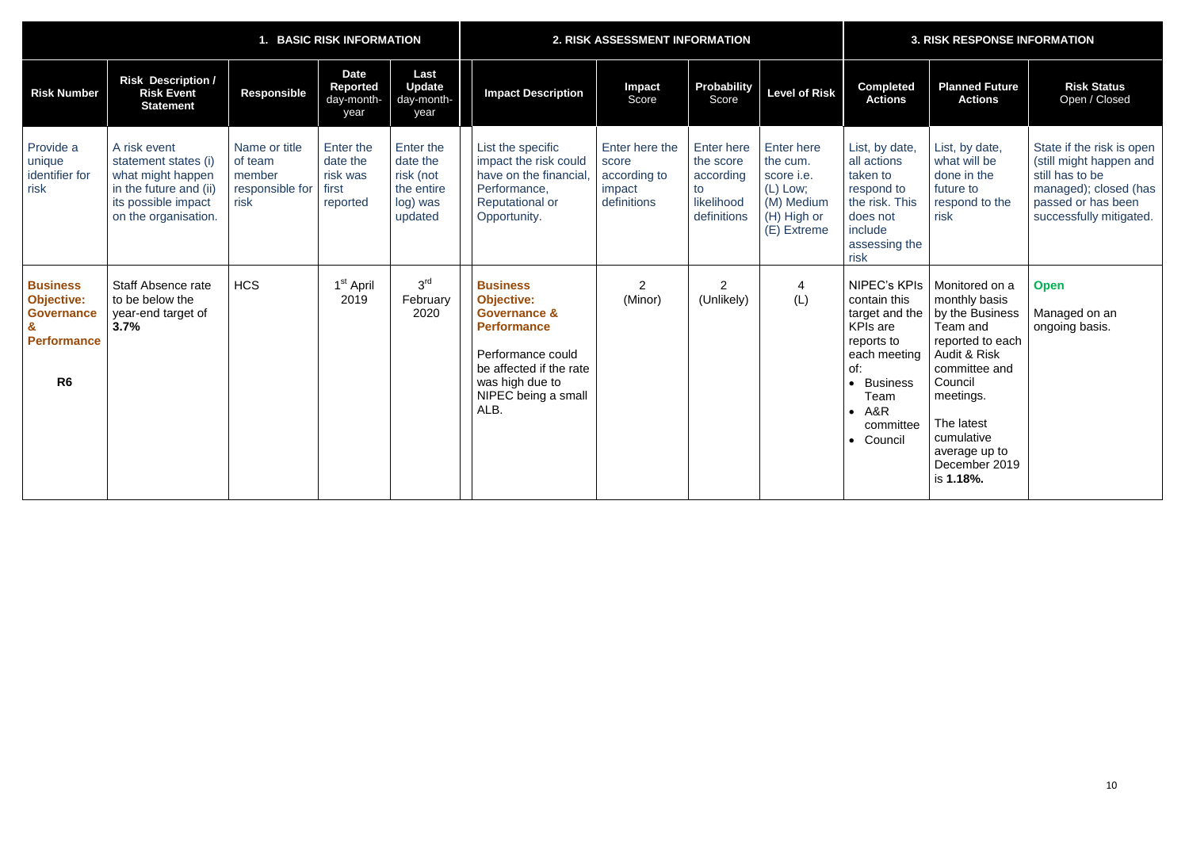| 1. BASIC RISK INFORMATION | | | | | 2. RISK ASSESSMENT INFORMATION | | | | 3. RISK RESPONSE INFORMATION | | |
|---|---|---|---|---|---|---|---|---|---|---|---|
| **Risk Number** | **Risk Description / Risk Event Statement** | **Responsible** | **Date Reported** day-month-year | **Last Update** day-month-year | **Impact Description** | **Impact** Score | **Probability** Score | **Level of Risk** | **Completed Actions** | **Planned Future Actions** | **Risk Status** Open / Closed |
| Provide a unique identifier for risk | A risk event statement states (i) what might happen in the future and (ii) its possible impact on the organisation. | Name or title of team member responsible for risk | Enter the date the risk was first reported | Enter the date the risk (not the entire log) was updated | List the specific impact the risk could have on the financial, Performance, Reputational or Opportunity. | Enter here the score according to impact definitions | Enter here the score according to likelihood definitions | Enter here the cum. score i.e. (L) Low; (M) Medium (H) High or (E) Extreme | List, by date, all actions taken to respond to the risk. This does not include assessing the risk | List, by date, what will be done in the future to respond to the risk | State if the risk is open (still might happen and still has to be managed); closed (has passed or has been successfully mitigated. |
| **Business Objective: Governance & Performance** **R6** | Staff Absence rate to be below the year-end target of **3.7%** | HCS | 1st April 2019 | 3rd February 2020 | **Business Objective: Governance & Performance** Performance could be affected if the rate was high due to NIPEC being a small ALB. | 2 (Minor) | 2 (Unlikely) | 4 (L) | NIPEC's KPIs contain this target and the KPIs are reports to each meeting of: • Business Team • A&R committee • Council | Monitored on a monthly basis by the Business Team and reported to each Audit & Risk committee and Council meetings. The latest cumulative average up to December 2019 is **1.18%.** | **Open** Managed on an ongoing basis. |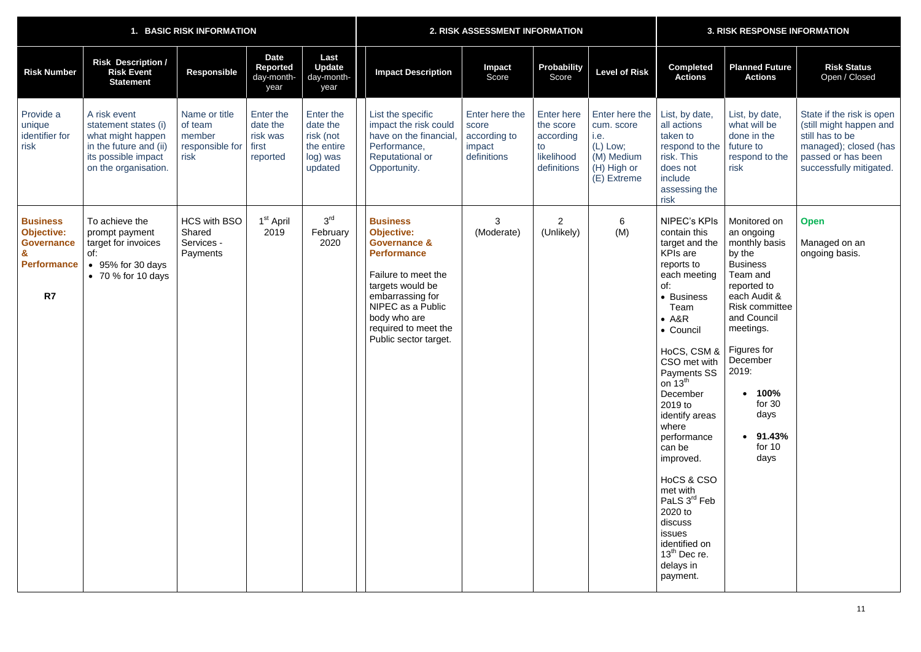| 1. BASIC RISK INFORMATION | | | | | 2. RISK ASSESSMENT INFORMATION | | | | 3. RISK RESPONSE INFORMATION | | |
|---|---|---|---|---|---|---|---|---|---|---|---|
| **Risk Number** | **Risk Description / Risk Event Statement** | **Responsible** | **Date Reported** day-month-year | **Last Update** day-month-year | **Impact Description** | **Impact** Score | **Probability** Score | **Level of Risk** | **Completed Actions** | **Planned Future Actions** | **Risk Status** Open / Closed |
| Provide a unique identifier for risk | A risk event statement states (i) what might happen in the future and (ii) its possible impact on the organisation. | Name or title of team member responsible for risk | Enter the date the risk was first reported | Enter the date the risk (not the entire log) was updated | List the specific impact the risk could have on the financial, Performance, Reputational or Opportunity. | Enter here the score according to impact definitions | Enter here the score according to likelihood definitions | Enter here the cum. score i.e. (L) Low; (M) Medium (H) High or (E) Extreme | List, by date, all actions taken to respond to the risk. This does not include assessing the risk | List, by date, what will be done in the future to respond to the risk | State if the risk is open (still might happen and still has to be managed); closed (has passed or has been successfully mitigated. |
| **Business Objective: Governance & Performance**<br><br>**R7** | To achieve the prompt payment target for invoices of:<br>• 95% for 30 days<br>• 70 % for 10 days | HCS with BSO Shared Services - Payments | 1st April 2019 | 3rd February 2020 | **Business Objective: Governance & Performance**<br><br>Failure to meet the targets would be embarrassing for NIPEC as a Public body who are required to meet the Public sector target. | 3 (Moderate) | 2 (Unlikely) | 6 (M) | NIPEC's KPIs contain this target and the KPIs are reports to each meeting of:<br>• Business Team<br>• A&R<br>• Council<br><br>HoCS, CSM & CSO met with Payments SS on 13th December 2019 to identify areas where performance can be improved.<br><br>HoCS & CSO met with PaLS 3rd Feb 2020 to discuss issues identified on 13th Dec re. delays in payment. | Monitored on an ongoing basis by the Business Team and reported to each Audit & Risk committee and Council meetings.<br><br>Figures for December 2019:<br>• **100%** for 30 days<br>• **91.43%** for 10 days | **Open**<br><br>Managed on an ongoing basis. |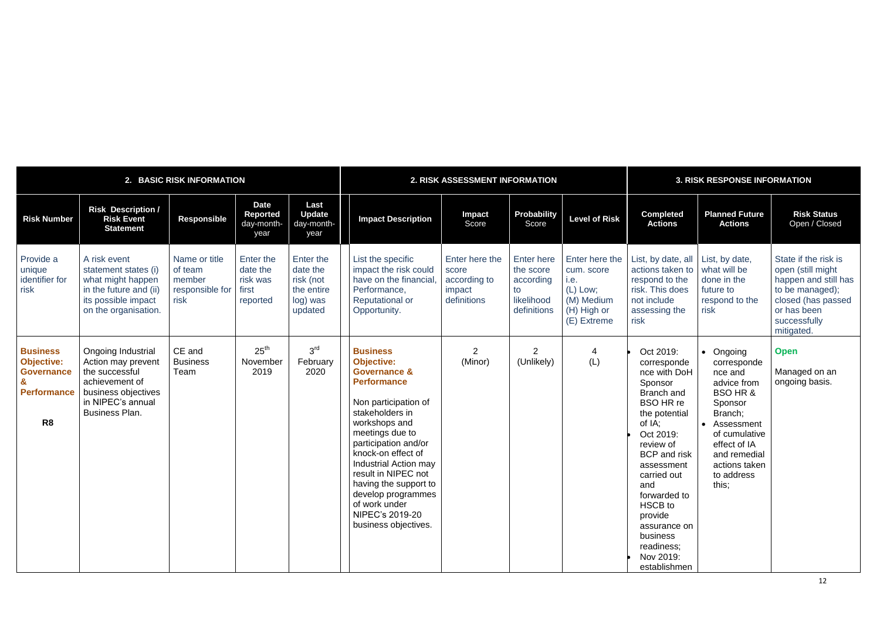| 2. BASIC RISK INFORMATION | | | | | 2. RISK ASSESSMENT INFORMATION | | | | 3. RISK RESPONSE INFORMATION | | |
|---|---|---|---|---|---|---|---|---|---|---|---|
| **Risk Number** | **Risk Description / Risk Event Statement** | **Responsible** | **Date Reported** day-month-year | **Last Update** day-month-year | **Impact Description** | **Impact** Score | **Probability** Score | **Level of Risk** | **Completed Actions** | **Planned Future Actions** | **Risk Status** Open / Closed |
| Provide a unique identifier for risk | A risk event statement states (i) what might happen in the future and (ii) its possible impact on the organisation. | Name or title of team member responsible for risk | Enter the date the risk was first reported | Enter the date the risk (not the entire log) was updated | List the specific impact the risk could have on the financial, Performance, Reputational or Opportunity. | Enter here the score according to impact definitions | Enter here the score according to likelihood definitions | Enter here the cum. score i.e. (L) Low; (M) Medium (H) High or (E) Extreme | List, by date, all actions taken to respond to the risk. This does not include assessing the risk | List, by date, what will be done in the future to respond to the risk | State if the risk is open (still might happen and still has to be managed); closed (has passed or has been successfully mitigated. |
| **Business Objective: Governance & Performance** **R8** | Ongoing Industrial Action may prevent the successful achievement of business objectives in NIPEC's annual Business Plan. | CE and Business Team | 25th November 2019 | 3rd February 2020 | **Business Objective: Governance & Performance** Non participation of stakeholders in workshops and meetings due to participation and/or knock-on effect of Industrial Action may result in NIPEC not having the support to develop programmes of work under NIPEC's 2019-20 business objectives. | 2 (Minor) | 2 (Unlikely) | 4 (L) | • Oct 2019: correspondence with DoH Sponsor Branch and BSO HR re the potential of IA; • Oct 2019: review of BCP and risk assessment carried out and forwarded to HSCB to provide assurance on business readiness; • Nov 2019: establishmen | • Ongoing correspondence and advice from BSO HR & Sponsor Branch; • Assessment of cumulative effect of IA and remedial actions taken to address this; | **Open** Managed on an ongoing basis. |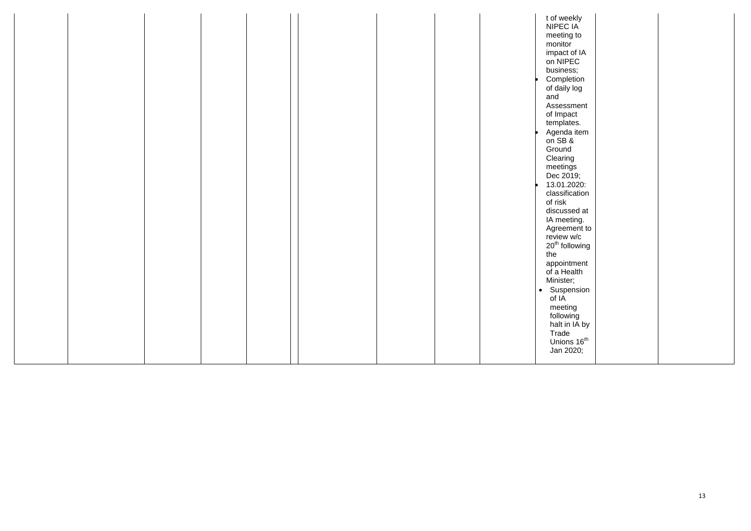| | | | | | | | | | | | | |
|---|---|---|---|---|---|---|---|---|---|---|---|---|
| | | | | | | | | | | t of weekly NIPEC IA meeting to monitor impact of IA on NIPEC business;<br>• Completion of daily log and Assessment of Impact templates.<br>• Agenda item on SB & Ground Clearing meetings Dec 2019;<br>• 13.01.2020: classification of risk discussed at IA meeting. Agreement to review w/c 20th following the appointment of a Health Minister;<br>• Suspension of IA meeting following halt in IA by Trade Unions 16th Jan 2020; | | |